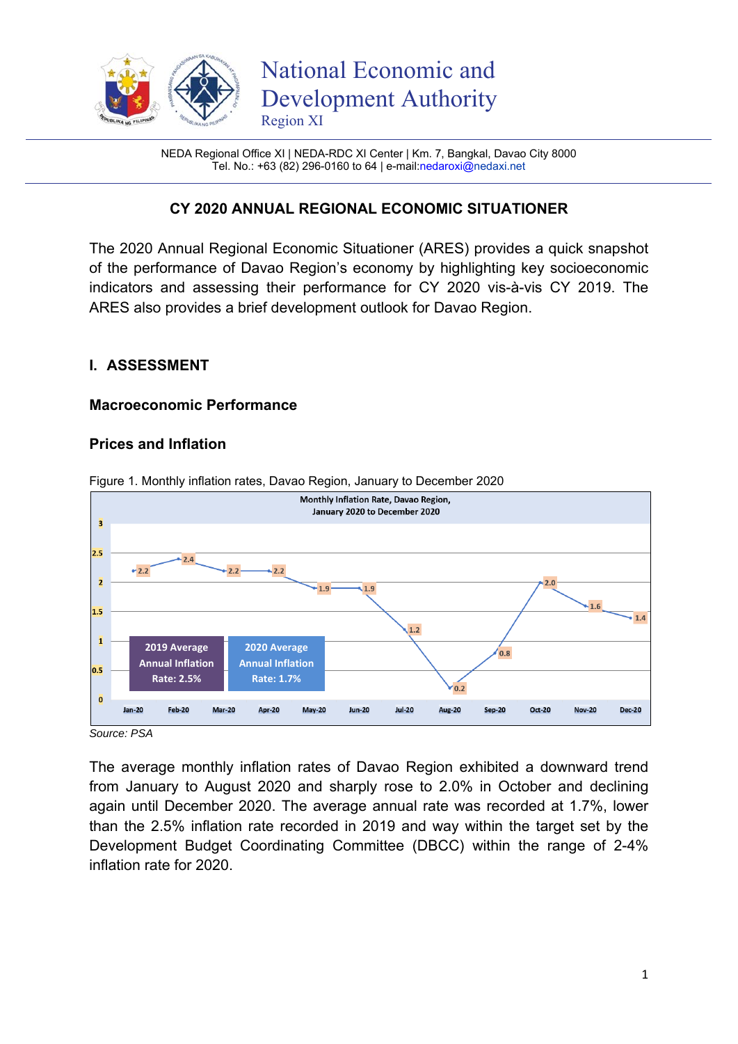National Economic and Development Authority
Region XI

NEDA Regional Office XI | NEDA-RDC XI Center | Km. 7, Bangkal, Davao City 8000
Tel. No.: +63 (82) 296-0160 to 64 | e-mail:nedaroxi@nedaxi.net

# CY 2020 ANNUAL REGIONAL ECONOMIC SITUATIONER

The 2020 Annual Regional Economic Situationer (ARES) provides a quick snapshot of the performance of Davao Region's economy by highlighting key socioeconomic indicators and assessing their performance for CY 2020 vis-à-vis CY 2019. The ARES also provides a brief development outlook for Davao Region.

## I. ASSESSMENT

### Macroeconomic Performance

### Prices and Inflation

Figure 1. Monthly inflation rates, Davao Region, January to December 2020

Monthly Inflation Rate, Davao Region, January 2020 to December 2020

| Month | Jan-20 | Feb-20 | Mar-20 | Apr-20 | May-20 | Jun-20 | Jul-20 | Aug-20 | Sep-20 | Oct-20 | Nov-20 | Dec-20 |
|---|---|---|---|---|---|---|---|---|---|---|---|---|
| Inflation Rate | 2.2 | 2.4 | 2.2 | 2.2 | 1.9 | 1.9 | 1.2 | 0.2 | 0.8 | 2.0 | 1.6 | 1.4 |

2019 Average Annual Inflation Rate: 2.5%

2020 Average Annual Inflation Rate: 1.7%

*Source: PSA*

The average monthly inflation rates of Davao Region exhibited a downward trend from January to August 2020 and sharply rose to 2.0% in October and declining again until December 2020. The average annual rate was recorded at 1.7%, lower than the 2.5% inflation rate recorded in 2019 and way within the target set by the Development Budget Coordinating Committee (DBCC) within the range of 2-4% inflation rate for 2020.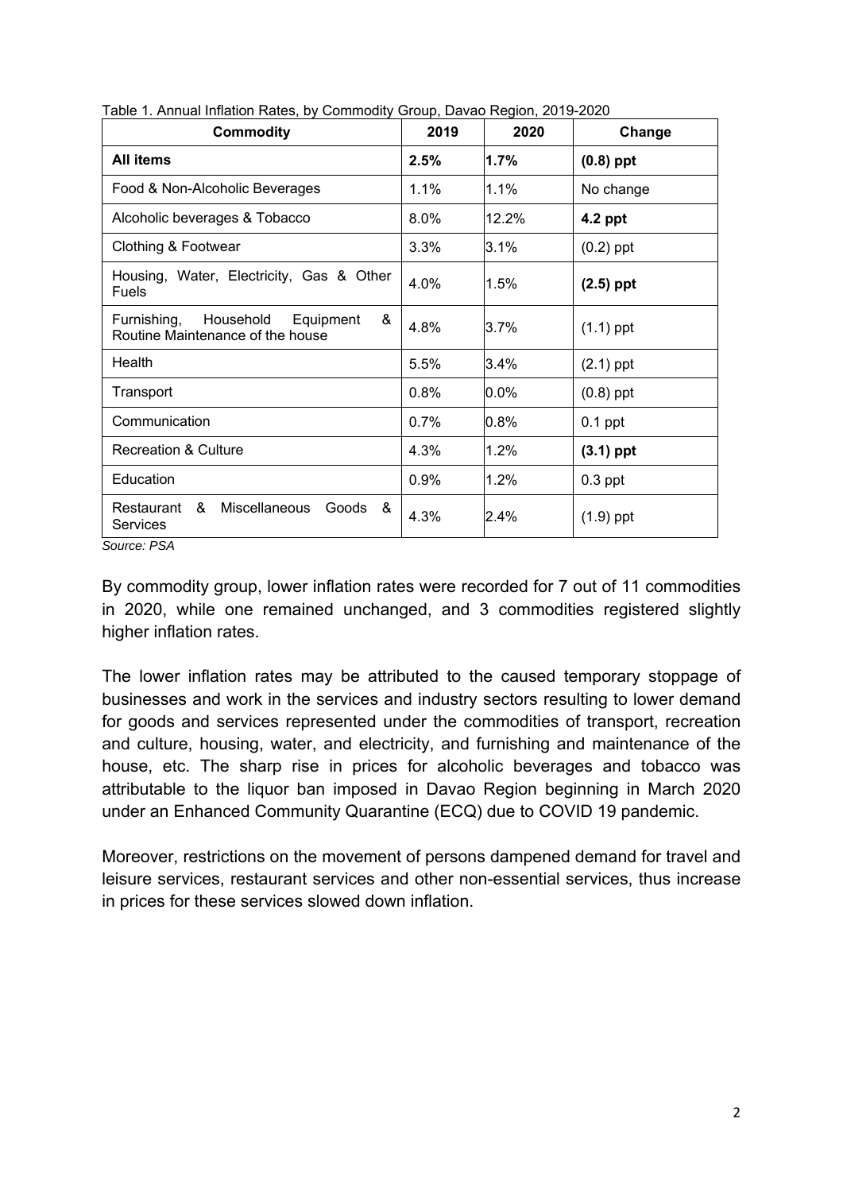Table 1. Annual Inflation Rates, by Commodity Group, Davao Region, 2019-2020

| Commodity | 2019 | 2020 | Change |
|---|---|---|---|
| **All items** | **2.5%** | **1.7%** | **(0.8) ppt** |
| Food & Non-Alcoholic Beverages | 1.1% | 1.1% | No change |
| Alcoholic beverages & Tobacco | 8.0% | 12.2% | **4.2 ppt** |
| Clothing & Footwear | 3.3% | 3.1% | (0.2) ppt |
| Housing, Water, Electricity, Gas & Other Fuels | 4.0% | 1.5% | **(2.5) ppt** |
| Furnishing, Household Equipment & Routine Maintenance of the house | 4.8% | 3.7% | (1.1) ppt |
| Health | 5.5% | 3.4% | (2.1) ppt |
| Transport | 0.8% | 0.0% | (0.8) ppt |
| Communication | 0.7% | 0.8% | 0.1 ppt |
| Recreation & Culture | 4.3% | 1.2% | **(3.1) ppt** |
| Education | 0.9% | 1.2% | 0.3 ppt |
| Restaurant & Miscellaneous Goods & Services | 4.3% | 2.4% | (1.9) ppt |

*Source: PSA*

By commodity group, lower inflation rates were recorded for 7 out of 11 commodities in 2020, while one remained unchanged, and 3 commodities registered slightly higher inflation rates.

The lower inflation rates may be attributed to the caused temporary stoppage of businesses and work in the services and industry sectors resulting to lower demand for goods and services represented under the commodities of transport, recreation and culture, housing, water, and electricity, and furnishing and maintenance of the house, etc. The sharp rise in prices for alcoholic beverages and tobacco was attributable to the liquor ban imposed in Davao Region beginning in March 2020 under an Enhanced Community Quarantine (ECQ) due to COVID 19 pandemic.

Moreover, restrictions on the movement of persons dampened demand for travel and leisure services, restaurant services and other non-essential services, thus increase in prices for these services slowed down inflation.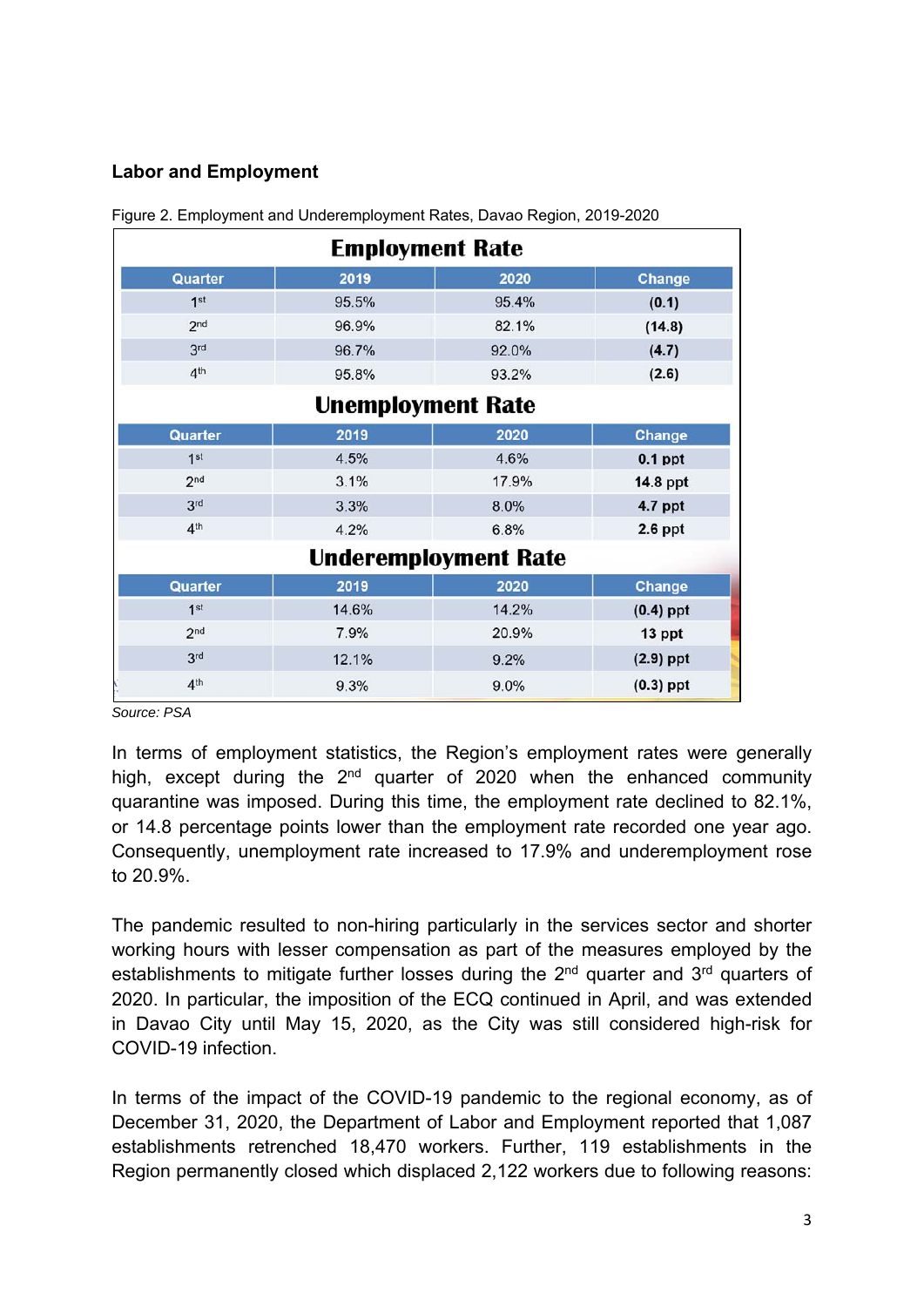## Labor and Employment

Figure 2. Employment and Underemployment Rates, Davao Region, 2019-2020

**Employment Rate**

| Quarter | 2019 | 2020 | Change |
|---|---|---|---|
| 1st | 95.5% | 95.4% | **(0.1)** |
| 2nd | 96.9% | 82.1% | **(14.8)** |
| 3rd | 96.7% | 92.0% | **(4.7)** |
| 4th | 95.8% | 93.2% | **(2.6)** |

**Unemployment Rate**

| Quarter | 2019 | 2020 | Change |
|---|---|---|---|
| 1st | 4.5% | 4.6% | **0.1 ppt** |
| 2nd | 3.1% | 17.9% | **14.8 ppt** |
| 3rd | 3.3% | 8.0% | **4.7 ppt** |
| 4th | 4.2% | 6.8% | **2.6 ppt** |

**Underemployment Rate**

| Quarter | 2019 | 2020 | Change |
|---|---|---|---|
| 1st | 14.6% | 14.2% | **(0.4) ppt** |
| 2nd | 7.9% | 20.9% | **13 ppt** |
| 3rd | 12.1% | 9.2% | **(2.9) ppt** |
| 4th | 9.3% | 9.0% | **(0.3) ppt** |

*Source: PSA*

In terms of employment statistics, the Region's employment rates were generally high, except during the 2nd quarter of 2020 when the enhanced community quarantine was imposed. During this time, the employment rate declined to 82.1%, or 14.8 percentage points lower than the employment rate recorded one year ago. Consequently, unemployment rate increased to 17.9% and underemployment rose to 20.9%.

The pandemic resulted to non-hiring particularly in the services sector and shorter working hours with lesser compensation as part of the measures employed by the establishments to mitigate further losses during the 2nd quarter and 3rd quarters of 2020. In particular, the imposition of the ECQ continued in April, and was extended in Davao City until May 15, 2020, as the City was still considered high-risk for COVID-19 infection.

In terms of the impact of the COVID-19 pandemic to the regional economy, as of December 31, 2020, the Department of Labor and Employment reported that 1,087 establishments retrenched 18,470 workers. Further, 119 establishments in the Region permanently closed which displaced 2,122 workers due to following reasons: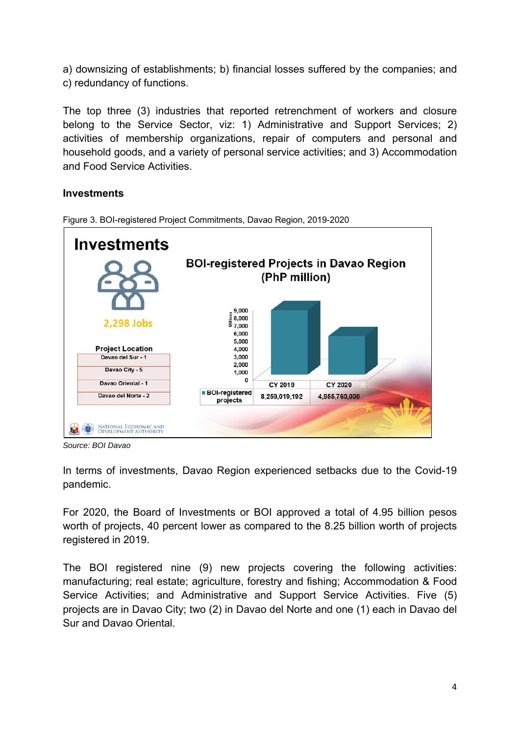a) downsizing of establishments; b) financial losses suffered by the companies; and c) redundancy of functions.

The top three (3) industries that reported retrenchment of workers and closure belong to the Service Sector, viz: 1) Administrative and Support Services; 2) activities of membership organizations, repair of computers and personal and household goods, and a variety of personal service activities; and 3) Accommodation and Food Service Activities.

**Investments**

Figure 3. BOI-registered Project Commitments, Davao Region, 2019-2020

**Investments**

**2,298 Jobs**

**Project Location**

| Project Location |
|---|
| Davao del Sur - 1 |
| Davao City - 5 |
| Davao Oriental - 1 |
| Davao del Norte - 2 |

**BOI-registered Projects in Davao Region (PhP million)**

| | CY 2019 | CY 2020 |
|---|---|---|
| BOI-registered projects | 8,259,019,192 | 4,955,760,000 |

*Source: BOI Davao*

In terms of investments, Davao Region experienced setbacks due to the Covid-19 pandemic.

For 2020, the Board of Investments or BOI approved a total of 4.95 billion pesos worth of projects, 40 percent lower as compared to the 8.25 billion worth of projects registered in 2019.

The BOI registered nine (9) new projects covering the following activities: manufacturing; real estate; agriculture, forestry and fishing; Accommodation & Food Service Activities; and Administrative and Support Service Activities. Five (5) projects are in Davao City; two (2) in Davao del Norte and one (1) each in Davao del Sur and Davao Oriental.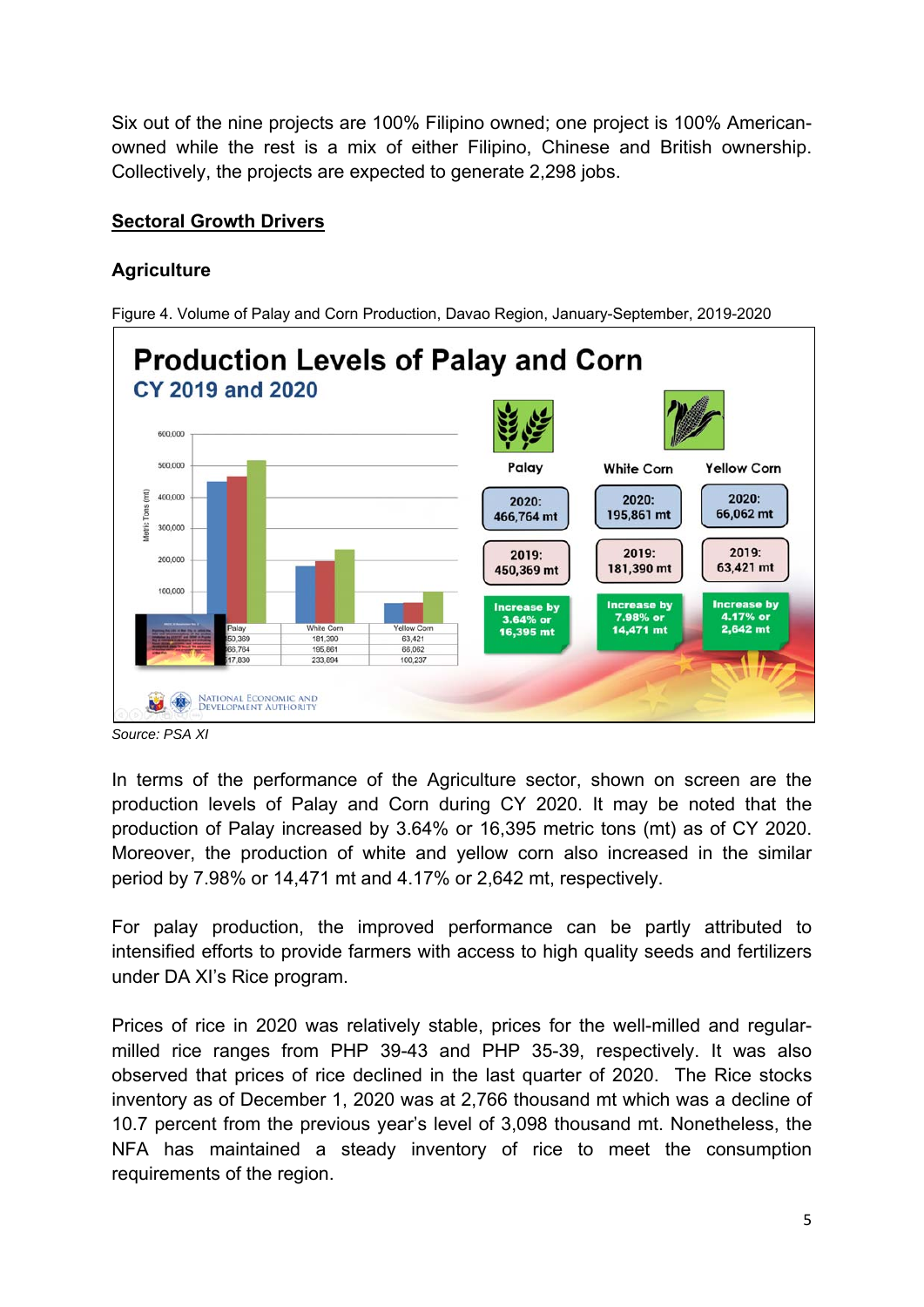Six out of the nine projects are 100% Filipino owned; one project is 100% American-owned while the rest is a mix of either Filipino, Chinese and British ownership. Collectively, the projects are expected to generate 2,298 jobs.

## Sectoral Growth Drivers

### Agriculture

Figure 4. Volume of Palay and Corn Production, Davao Region, January-September, 2019-2020

*Source: PSA XI*

In terms of the performance of the Agriculture sector, shown on screen are the production levels of Palay and Corn during CY 2020. It may be noted that the production of Palay increased by 3.64% or 16,395 metric tons (mt) as of CY 2020. Moreover, the production of white and yellow corn also increased in the similar period by 7.98% or 14,471 mt and 4.17% or 2,642 mt, respectively.

For palay production, the improved performance can be partly attributed to intensified efforts to provide farmers with access to high quality seeds and fertilizers under DA XI's Rice program.

Prices of rice in 2020 was relatively stable, prices for the well-milled and regular-milled rice ranges from PHP 39-43 and PHP 35-39, respectively. It was also observed that prices of rice declined in the last quarter of 2020. The Rice stocks inventory as of December 1, 2020 was at 2,766 thousand mt which was a decline of 10.7 percent from the previous year's level of 3,098 thousand mt. Nonetheless, the NFA has maintained a steady inventory of rice to meet the consumption requirements of the region.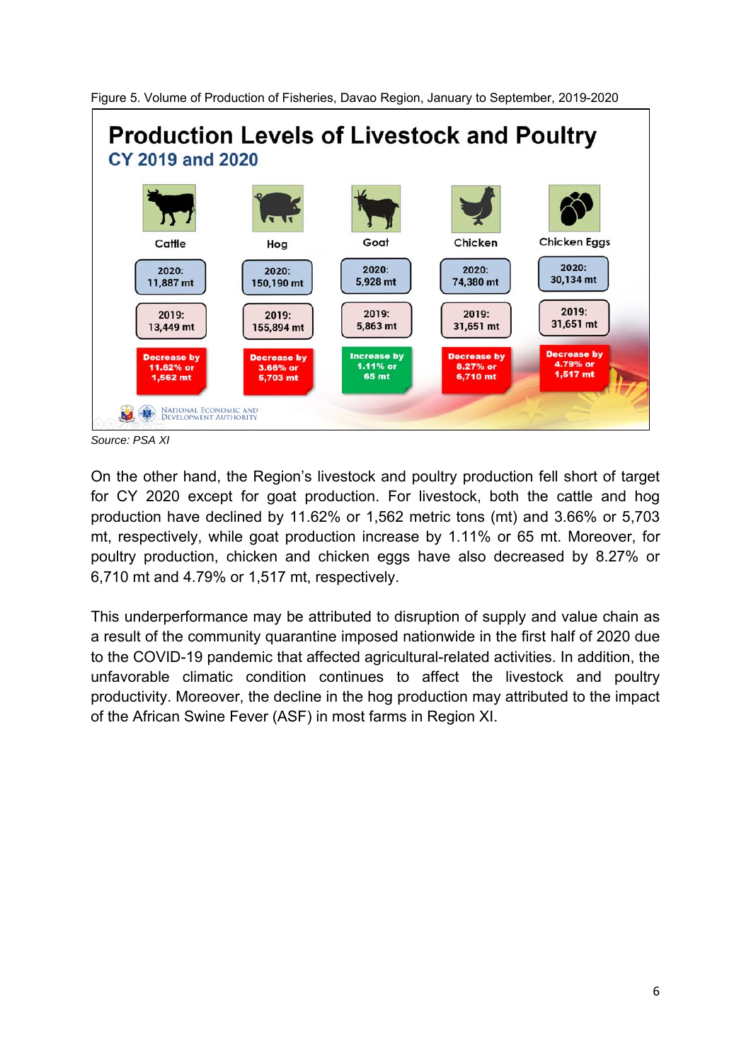Figure 5. Volume of Production of Fisheries, Davao Region, January to September, 2019-2020

**Production Levels of Livestock and Poultry**
**CY 2019 and 2020**

| | Cattle | Hog | Goat | Chicken | Chicken Eggs |
|---|---|---|---|---|---|
| 2020 | 11,887 mt | 150,190 mt | 5,928 mt | 74,380 mt | 30,134 mt |
| 2019 | 13,449 mt | 155,894 mt | 5,863 mt | 31,651 mt | 31,651 mt |
| Change | Decrease by 11.62% or 1,562 mt | Decrease by 3.66% or 5,703 mt | Increase by 1.11% or 65 mt | Decrease by 8.27% or 6,710 mt | Decrease by 4.79% or 1,517 mt |

National Economic and Development Authority

*Source: PSA XI*

On the other hand, the Region's livestock and poultry production fell short of target for CY 2020 except for goat production. For livestock, both the cattle and hog production have declined by 11.62% or 1,562 metric tons (mt) and 3.66% or 5,703 mt, respectively, while goat production increase by 1.11% or 65 mt. Moreover, for poultry production, chicken and chicken eggs have also decreased by 8.27% or 6,710 mt and 4.79% or 1,517 mt, respectively.

This underperformance may be attributed to disruption of supply and value chain as a result of the community quarantine imposed nationwide in the first half of 2020 due to the COVID-19 pandemic that affected agricultural-related activities. In addition, the unfavorable climatic condition continues to affect the livestock and poultry productivity. Moreover, the decline in the hog production may attributed to the impact of the African Swine Fever (ASF) in most farms in Region XI.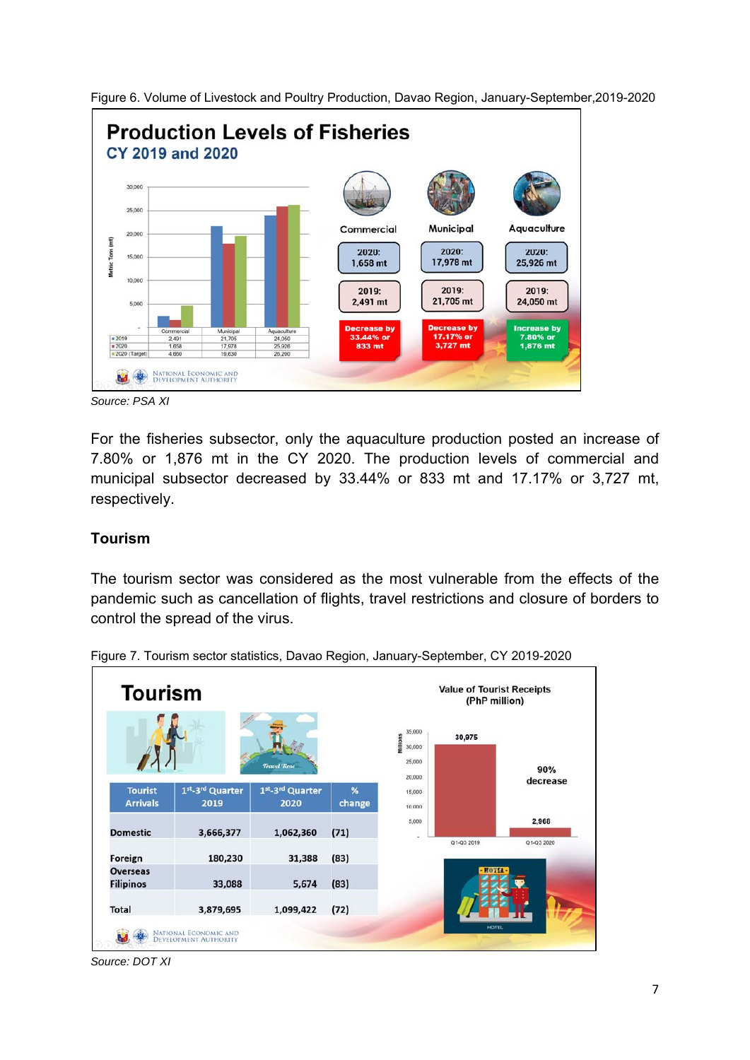Figure 6. Volume of Livestock and Poultry Production, Davao Region, January-September,2019-2020

## Production Levels of Fisheries

### CY 2019 and 2020

| | Commercial | Municipal | Aquaculture |
|---|---|---|---|
| 2019 | 2,491 | 21,705 | 24,050 |
| 2020 | 1,658 | 17,978 | 25,926 |
| 2020 (Target) | 4,650 | 19,630 | 26,200 |

| | Commercial | Municipal | Aquaculture |
|---|---|---|---|
| 2020: | 1,658 mt | 17,978 mt | 25,926 mt |
| 2019: | 2,491 mt | 21,705 mt | 24,050 mt |
| | Decrease by 33.44% or 833 mt | Decrease by 17.17% or 3,727 mt | Increase by 7.80% or 1,876 mt |

*Source: PSA XI*

For the fisheries subsector, only the aquaculture production posted an increase of 7.80% or 1,876 mt in the CY 2020. The production levels of commercial and municipal subsector decreased by 33.44% or 833 mt and 17.17% or 3,727 mt, respectively.

**Tourism**

The tourism sector was considered as the most vulnerable from the effects of the pandemic such as cancellation of flights, travel restrictions and closure of borders to control the spread of the virus.

Figure 7. Tourism sector statistics, Davao Region, January-September, CY 2019-2020

## Tourism

| Tourist Arrivals | 1st-3rd Quarter 2019 | 1st-3rd Quarter 2020 | % change |
|---|---|---|---|
| Domestic | 3,666,377 | 1,062,360 | (71) |
| Foreign | 180,230 | 31,388 | (83) |
| Overseas Filipinos | 33,088 | 5,674 | (83) |
| Total | 3,879,695 | 1,099,422 | (72) |

Value of Tourist Receipts (PhP million)

| Q1-Q3 2019 | Q1-Q3 2020 |
|---|---|
| 30,975 | 2,968 |

90% decrease

*Source: DOT XI*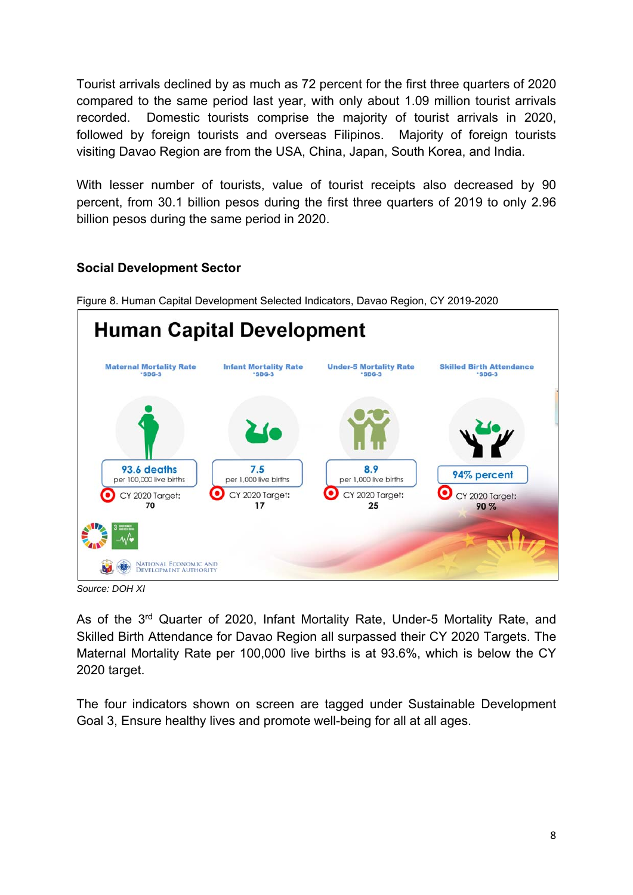Tourist arrivals declined by as much as 72 percent for the first three quarters of 2020 compared to the same period last year, with only about 1.09 million tourist arrivals recorded. Domestic tourists comprise the majority of tourist arrivals in 2020, followed by foreign tourists and overseas Filipinos. Majority of foreign tourists visiting Davao Region are from the USA, China, Japan, South Korea, and India.

With lesser number of tourists, value of tourist receipts also decreased by 90 percent, from 30.1 billion pesos during the first three quarters of 2019 to only 2.96 billion pesos during the same period in 2020.

### Social Development Sector

Figure 8. Human Capital Development Selected Indicators, Davao Region, CY 2019-2020

**Human Capital Development**

| Maternal Mortality Rate *SDG-3 | Infant Mortality Rate *SDG-3 | Under-5 Mortality Rate *SDG-3 | Skilled Birth Attendance *SDG-3 |
|---|---|---|---|
| 93.6 deaths per 100,000 live births | 7.5 per 1,000 live births | 8.9 per 1,000 live births | 94% percent |
| CY 2020 Target: 70 | CY 2020 Target: 17 | CY 2020 Target: 25 | CY 2020 Target: 90 % |

National Economic and Development Authority

*Source: DOH XI*

As of the 3rd Quarter of 2020, Infant Mortality Rate, Under-5 Mortality Rate, and Skilled Birth Attendance for Davao Region all surpassed their CY 2020 Targets. The Maternal Mortality Rate per 100,000 live births is at 93.6%, which is below the CY 2020 target.

The four indicators shown on screen are tagged under Sustainable Development Goal 3, Ensure healthy lives and promote well-being for all at all ages.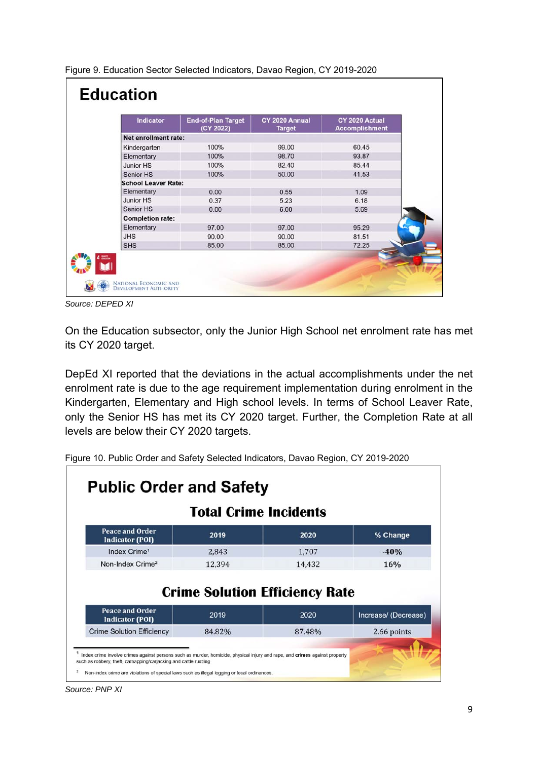Figure 9. Education Sector Selected Indicators, Davao Region, CY 2019-2020

## Education

| Indicator | End-of-Plan Target (CY 2022) | CY 2020 Annual Target | CY 2020 Actual Accomplishment |
|---|---|---|---|
| **Net enrollment rate:** | | | |
| Kindergarten | 100% | 99.00 | 60.45 |
| Elementary | 100% | 98.70 | 93.87 |
| Junior HS | 100% | 82.40 | 85.44 |
| Senior HS | 100% | 50.00 | 41.53 |
| **School Leaver Rate:** | | | |
| Elementary | 0.00 | 0.55 | 1.09 |
| Junior HS | 0.37 | 5.23 | 6.18 |
| Senior HS | 0.00 | 6.00 | 5.69 |
| **Completion rate:** | | | |
| Elementary | 97.00 | 97.00 | 95.29 |
| JHS | 90.00 | 90.00 | 81.51 |
| SHS | 85.00 | 85.00 | 72.25 |

NATIONAL ECONOMIC AND DEVELOPMENT AUTHORITY

*Source: DEPED XI*

On the Education subsector, only the Junior High School net enrolment rate has met its CY 2020 target.

DepEd XI reported that the deviations in the actual accomplishments under the net enrolment rate is due to the age requirement implementation during enrolment in the Kindergarten, Elementary and High school levels. In terms of School Leaver Rate, only the Senior HS has met its CY 2020 target. Further, the Completion Rate at all levels are below their CY 2020 targets.

Figure 10. Public Order and Safety Selected Indicators, Davao Region, CY 2019-2020

## Public Order and Safety

### Total Crime Incidents

| Peace and Order Indicator (POI) | 2019 | 2020 | % Change |
|---|---|---|---|
| Index Crime[1] | 2,843 | 1,707 | -40% |
| Non-Index Crime[2] | 12,394 | 14,432 | 16% |

### Crime Solution Efficiency Rate

| Peace and Order Indicator (POI) | 2019 | 2020 | Increase/ (Decrease) |
|---|---|---|---|
| Crime Solution Efficiency | 84.82% | 87.48% | 2.66 points |

[1] Index crime involve crimes against persons such as murder, homicide, physical injury and rape, and **crimes** against property such as robbery, theft, carnapping/carjacking and cattle rustling

[2] Non-index crime are violations of special laws such as illegal logging or local ordinances.

*Source: PNP XI*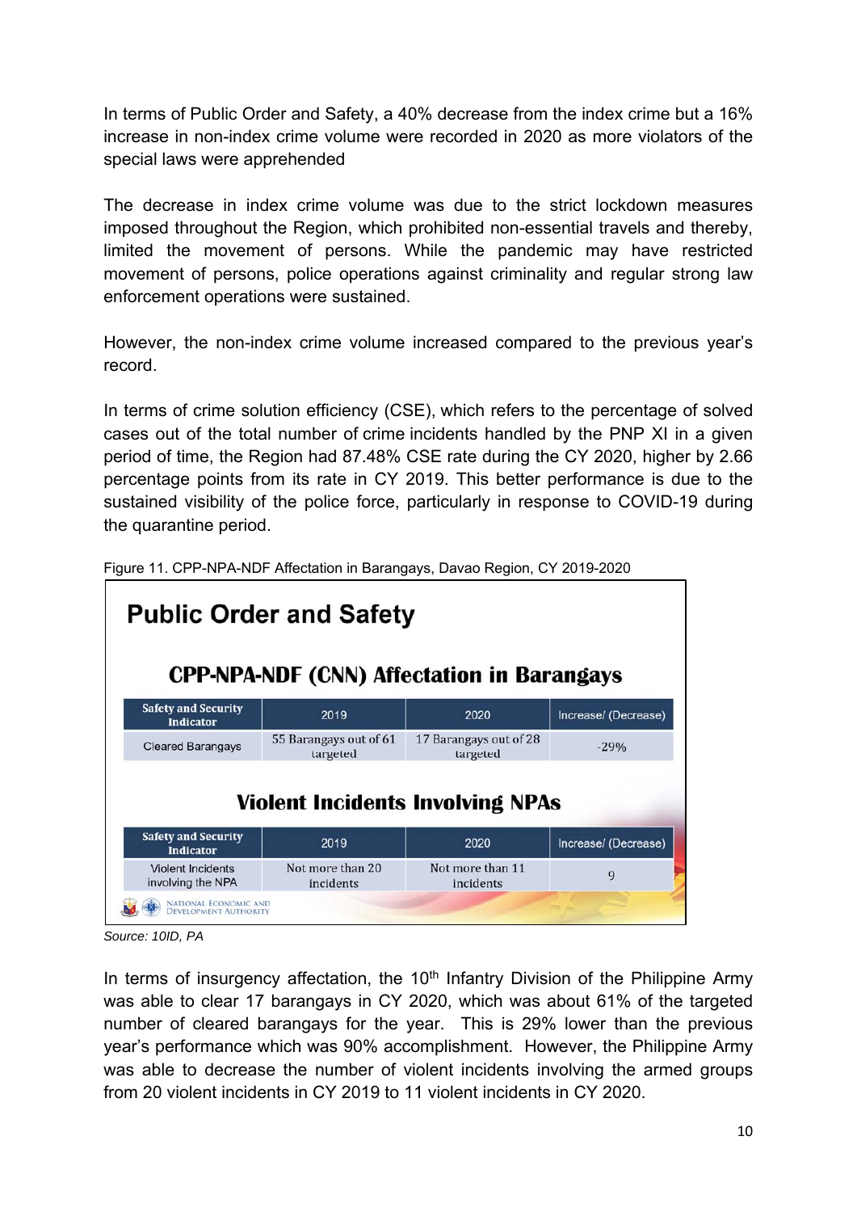In terms of Public Order and Safety, a 40% decrease from the index crime but a 16% increase in non-index crime volume were recorded in 2020 as more violators of the special laws were apprehended

The decrease in index crime volume was due to the strict lockdown measures imposed throughout the Region, which prohibited non-essential travels and thereby, limited the movement of persons. While the pandemic may have restricted movement of persons, police operations against criminality and regular strong law enforcement operations were sustained.

However, the non-index crime volume increased compared to the previous year's record.

In terms of crime solution efficiency (CSE), which refers to the percentage of solved cases out of the total number of crime incidents handled by the PNP XI in a given period of time, the Region had 87.48% CSE rate during the CY 2020, higher by 2.66 percentage points from its rate in CY 2019. This better performance is due to the sustained visibility of the police force, particularly in response to COVID-19 during the quarantine period.

Figure 11. CPP-NPA-NDF Affectation in Barangays, Davao Region, CY 2019-2020

## Public Order and Safety

### CPP-NPA-NDF (CNN) Affectation in Barangays

| Safety and Security Indicator | 2019 | 2020 | Increase/ (Decrease) |
|---|---|---|---|
| Cleared Barangays | 55 Barangays out of 61 targeted | 17 Barangays out of 28 targeted | -29% |

### Violent Incidents Involving NPAs

| Safety and Security Indicator | 2019 | 2020 | Increase/ (Decrease) |
|---|---|---|---|
| Violent Incidents involving the NPA | Not more than 20 incidents | Not more than 11 incidents | 9 |

NATIONAL ECONOMIC AND DEVELOPMENT AUTHORITY

*Source: 10ID, PA*

In terms of insurgency affectation, the 10th Infantry Division of the Philippine Army was able to clear 17 barangays in CY 2020, which was about 61% of the targeted number of cleared barangays for the year. This is 29% lower than the previous year's performance which was 90% accomplishment. However, the Philippine Army was able to decrease the number of violent incidents involving the armed groups from 20 violent incidents in CY 2019 to 11 violent incidents in CY 2020.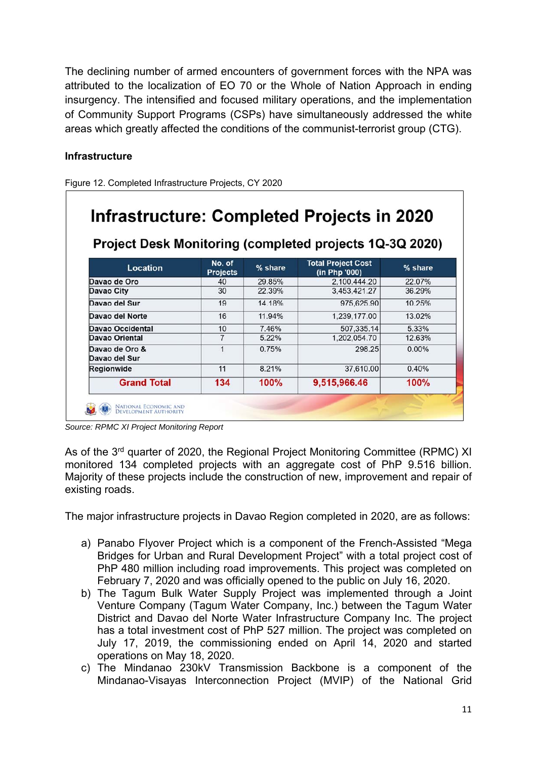The declining number of armed encounters of government forces with the NPA was attributed to the localization of EO 70 or the Whole of Nation Approach in ending insurgency. The intensified and focused military operations, and the implementation of Community Support Programs (CSPs) have simultaneously addressed the white areas which greatly affected the conditions of the communist-terrorist group (CTG).

**Infrastructure**

Figure 12. Completed Infrastructure Projects, CY 2020

**Infrastructure: Completed Projects in 2020**

**Project Desk Monitoring (completed projects 1Q-3Q 2020)**

| Location | No. of Projects | % share | Total Project Cost (in Php '000) | % share |
|---|---|---|---|---|
| Davao de Oro | 40 | 29.85% | 2,100,444.20 | 22.07% |
| Davao City | 30 | 22.39% | 3,453,421.27 | 36.29% |
| Davao del Sur | 19 | 14.18% | 975,625.90 | 10.25% |
| Davao del Norte | 16 | 11.94% | 1,239,177.00 | 13.02% |
| Davao Occidental | 10 | 7.46% | 507,335.14 | 5.33% |
| Davao Oriental | 7 | 5.22% | 1,202,054.70 | 12.63% |
| Davao de Oro & Davao del Sur | 1 | 0.75% | 298.25 | 0.00% |
| Regionwide | 11 | 8.21% | 37,610.00 | 0.40% |
| **Grand Total** | **134** | **100%** | **9,515,966.46** | **100%** |

NATIONAL ECONOMIC AND DEVELOPMENT AUTHORITY

*Source: RPMC XI Project Monitoring Report*

As of the 3rd quarter of 2020, the Regional Project Monitoring Committee (RPMC) XI monitored 134 completed projects with an aggregate cost of PhP 9.516 billion. Majority of these projects include the construction of new, improvement and repair of existing roads.

The major infrastructure projects in Davao Region completed in 2020, are as follows:

a) Panabo Flyover Project which is a component of the French-Assisted "Mega Bridges for Urban and Rural Development Project" with a total project cost of PhP 480 million including road improvements. This project was completed on February 7, 2020 and was officially opened to the public on July 16, 2020.
b) The Tagum Bulk Water Supply Project was implemented through a Joint Venture Company (Tagum Water Company, Inc.) between the Tagum Water District and Davao del Norte Water Infrastructure Company Inc. The project has a total investment cost of PhP 527 million. The project was completed on July 17, 2019, the commissioning ended on April 14, 2020 and started operations on May 18, 2020.
c) The Mindanao 230kV Transmission Backbone is a component of the Mindanao-Visayas Interconnection Project (MVIP) of the National Grid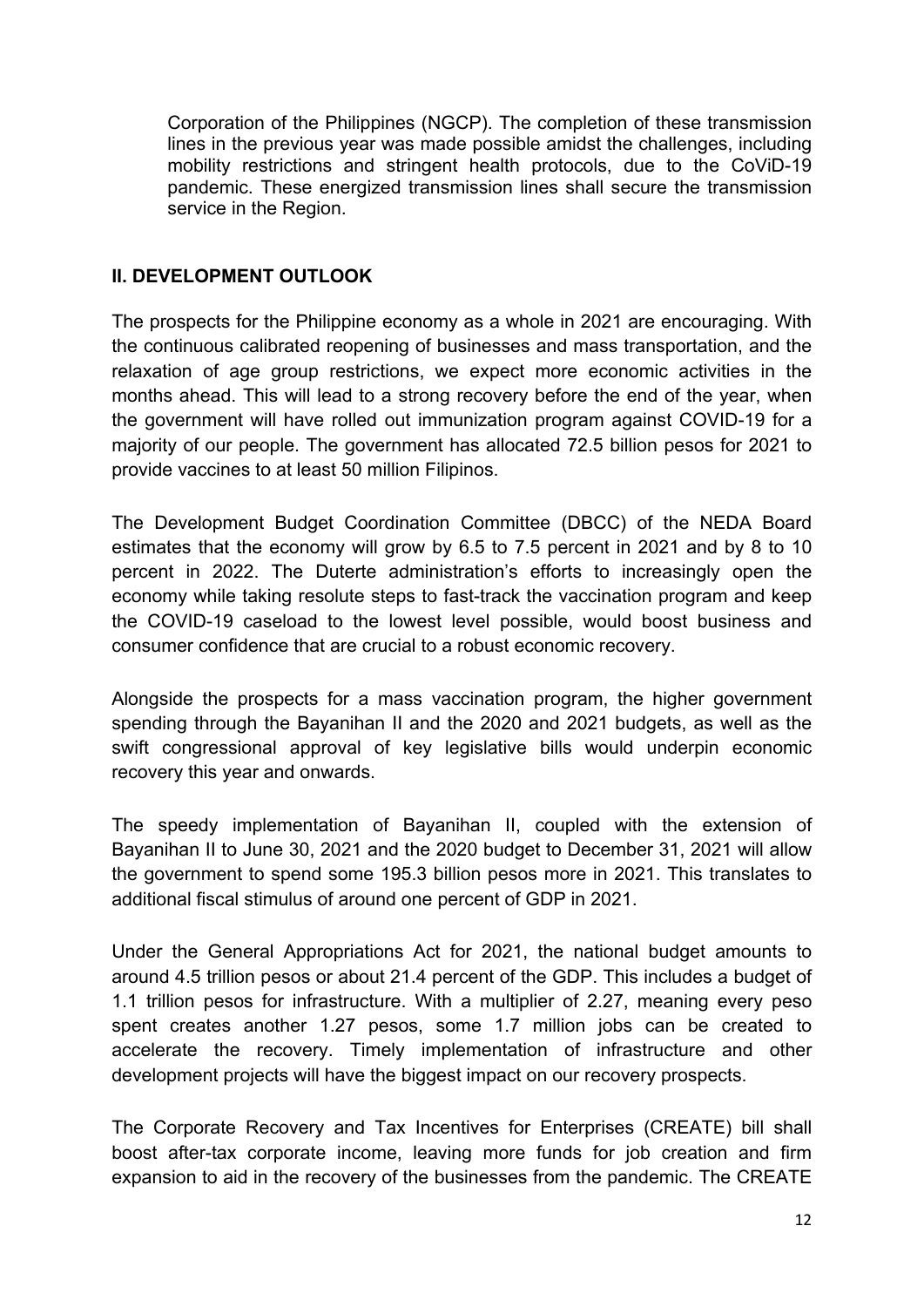Corporation of the Philippines (NGCP). The completion of these transmission lines in the previous year was made possible amidst the challenges, including mobility restrictions and stringent health protocols, due to the CoViD-19 pandemic. These energized transmission lines shall secure the transmission service in the Region.

## II. DEVELOPMENT OUTLOOK

The prospects for the Philippine economy as a whole in 2021 are encouraging. With the continuous calibrated reopening of businesses and mass transportation, and the relaxation of age group restrictions, we expect more economic activities in the months ahead. This will lead to a strong recovery before the end of the year, when the government will have rolled out immunization program against COVID-19 for a majority of our people. The government has allocated 72.5 billion pesos for 2021 to provide vaccines to at least 50 million Filipinos.

The Development Budget Coordination Committee (DBCC) of the NEDA Board estimates that the economy will grow by 6.5 to 7.5 percent in 2021 and by 8 to 10 percent in 2022. The Duterte administration's efforts to increasingly open the economy while taking resolute steps to fast-track the vaccination program and keep the COVID-19 caseload to the lowest level possible, would boost business and consumer confidence that are crucial to a robust economic recovery.

Alongside the prospects for a mass vaccination program, the higher government spending through the Bayanihan II and the 2020 and 2021 budgets, as well as the swift congressional approval of key legislative bills would underpin economic recovery this year and onwards.

The speedy implementation of Bayanihan II, coupled with the extension of Bayanihan II to June 30, 2021 and the 2020 budget to December 31, 2021 will allow the government to spend some 195.3 billion pesos more in 2021. This translates to additional fiscal stimulus of around one percent of GDP in 2021.

Under the General Appropriations Act for 2021, the national budget amounts to around 4.5 trillion pesos or about 21.4 percent of the GDP. This includes a budget of 1.1 trillion pesos for infrastructure. With a multiplier of 2.27, meaning every peso spent creates another 1.27 pesos, some 1.7 million jobs can be created to accelerate the recovery. Timely implementation of infrastructure and other development projects will have the biggest impact on our recovery prospects.

The Corporate Recovery and Tax Incentives for Enterprises (CREATE) bill shall boost after-tax corporate income, leaving more funds for job creation and firm expansion to aid in the recovery of the businesses from the pandemic. The CREATE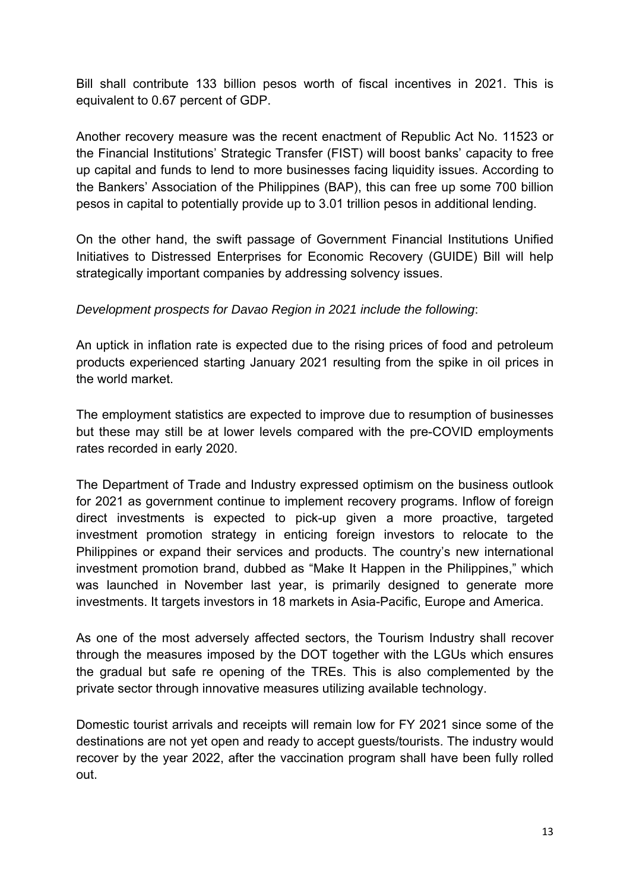Bill shall contribute 133 billion pesos worth of fiscal incentives in 2021. This is equivalent to 0.67 percent of GDP.

Another recovery measure was the recent enactment of Republic Act No. 11523 or the Financial Institutions' Strategic Transfer (FIST) will boost banks' capacity to free up capital and funds to lend to more businesses facing liquidity issues. According to the Bankers' Association of the Philippines (BAP), this can free up some 700 billion pesos in capital to potentially provide up to 3.01 trillion pesos in additional lending.

On the other hand, the swift passage of Government Financial Institutions Unified Initiatives to Distressed Enterprises for Economic Recovery (GUIDE) Bill will help strategically important companies by addressing solvency issues.

*Development prospects for Davao Region in 2021 include the following*:

An uptick in inflation rate is expected due to the rising prices of food and petroleum products experienced starting January 2021 resulting from the spike in oil prices in the world market.

The employment statistics are expected to improve due to resumption of businesses but these may still be at lower levels compared with the pre-COVID employments rates recorded in early 2020.

The Department of Trade and Industry expressed optimism on the business outlook for 2021 as government continue to implement recovery programs. Inflow of foreign direct investments is expected to pick-up given a more proactive, targeted investment promotion strategy in enticing foreign investors to relocate to the Philippines or expand their services and products. The country's new international investment promotion brand, dubbed as "Make It Happen in the Philippines," which was launched in November last year, is primarily designed to generate more investments. It targets investors in 18 markets in Asia-Pacific, Europe and America.

As one of the most adversely affected sectors, the Tourism Industry shall recover through the measures imposed by the DOT together with the LGUs which ensures the gradual but safe re opening of the TREs. This is also complemented by the private sector through innovative measures utilizing available technology.

Domestic tourist arrivals and receipts will remain low for FY 2021 since some of the destinations are not yet open and ready to accept guests/tourists. The industry would recover by the year 2022, after the vaccination program shall have been fully rolled out.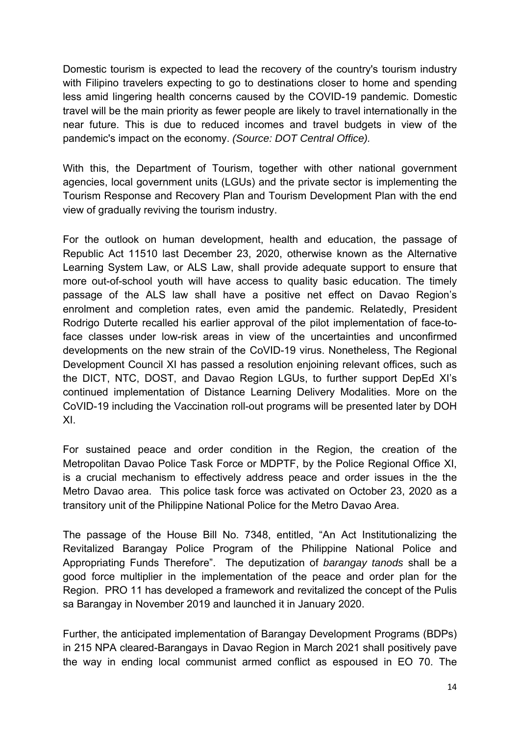Domestic tourism is expected to lead the recovery of the country's tourism industry with Filipino travelers expecting to go to destinations closer to home and spending less amid lingering health concerns caused by the COVID-19 pandemic. Domestic travel will be the main priority as fewer people are likely to travel internationally in the near future. This is due to reduced incomes and travel budgets in view of the pandemic's impact on the economy. *(Source: DOT Central Office).*

With this, the Department of Tourism, together with other national government agencies, local government units (LGUs) and the private sector is implementing the Tourism Response and Recovery Plan and Tourism Development Plan with the end view of gradually reviving the tourism industry.

For the outlook on human development, health and education, the passage of Republic Act 11510 last December 23, 2020, otherwise known as the Alternative Learning System Law, or ALS Law, shall provide adequate support to ensure that more out-of-school youth will have access to quality basic education. The timely passage of the ALS law shall have a positive net effect on Davao Region's enrolment and completion rates, even amid the pandemic. Relatedly, President Rodrigo Duterte recalled his earlier approval of the pilot implementation of face-to-face classes under low-risk areas in view of the uncertainties and unconfirmed developments on the new strain of the CoVID-19 virus. Nonetheless, The Regional Development Council XI has passed a resolution enjoining relevant offices, such as the DICT, NTC, DOST, and Davao Region LGUs, to further support DepEd XI's continued implementation of Distance Learning Delivery Modalities. More on the CoVID-19 including the Vaccination roll-out programs will be presented later by DOH XI.

For sustained peace and order condition in the Region, the creation of the Metropolitan Davao Police Task Force or MDPTF, by the Police Regional Office XI, is a crucial mechanism to effectively address peace and order issues in the the Metro Davao area. This police task force was activated on October 23, 2020 as a transitory unit of the Philippine National Police for the Metro Davao Area.

The passage of the House Bill No. 7348, entitled, "An Act Institutionalizing the Revitalized Barangay Police Program of the Philippine National Police and Appropriating Funds Therefore". The deputization of *barangay tanods* shall be a good force multiplier in the implementation of the peace and order plan for the Region. PRO 11 has developed a framework and revitalized the concept of the Pulis sa Barangay in November 2019 and launched it in January 2020.

Further, the anticipated implementation of Barangay Development Programs (BDPs) in 215 NPA cleared-Barangays in Davao Region in March 2021 shall positively pave the way in ending local communist armed conflict as espoused in EO 70. The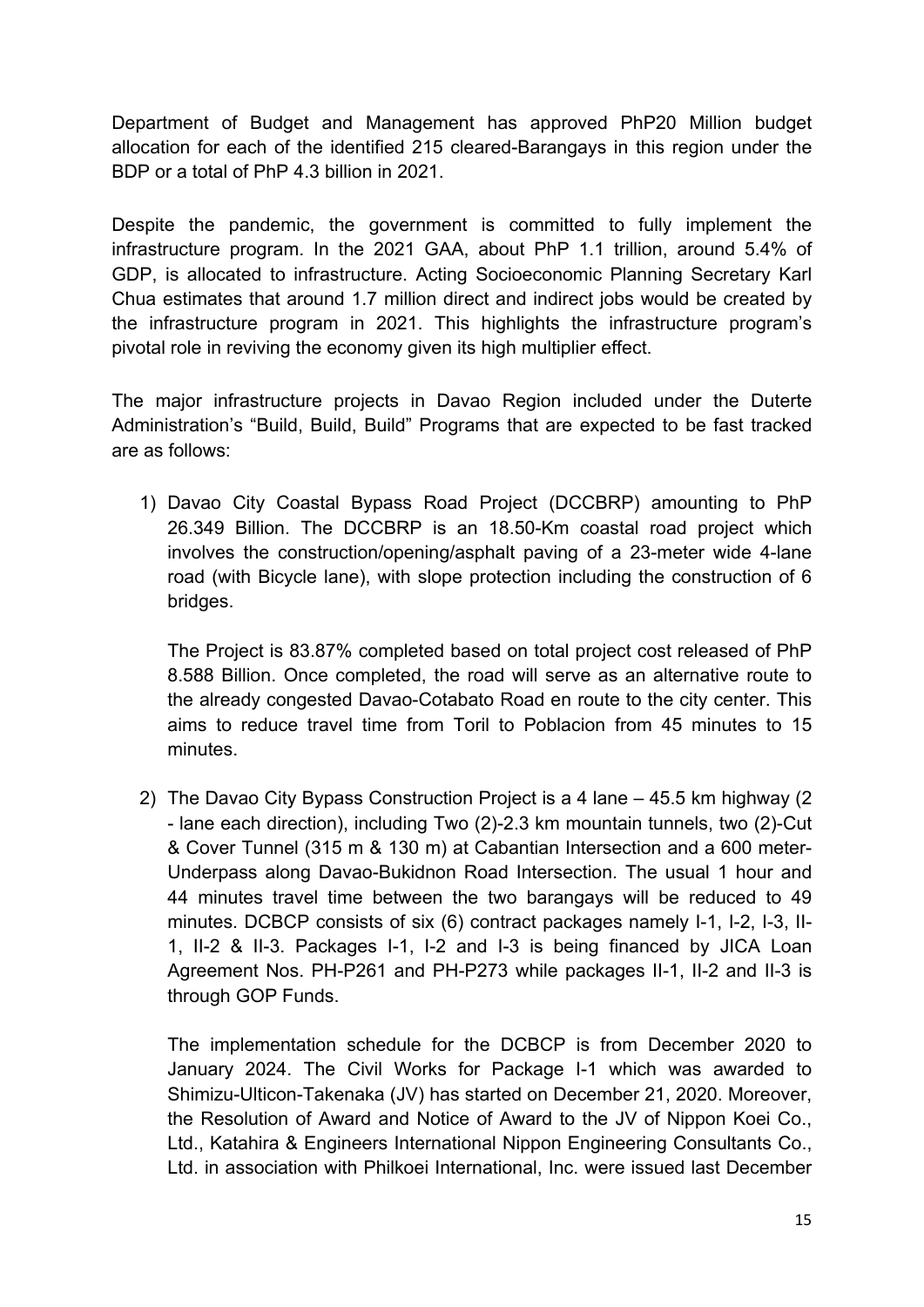Department of Budget and Management has approved PhP20 Million budget allocation for each of the identified 215 cleared-Barangays in this region under the BDP or a total of PhP 4.3 billion in 2021.

Despite the pandemic, the government is committed to fully implement the infrastructure program. In the 2021 GAA, about PhP 1.1 trillion, around 5.4% of GDP, is allocated to infrastructure. Acting Socioeconomic Planning Secretary Karl Chua estimates that around 1.7 million direct and indirect jobs would be created by the infrastructure program in 2021. This highlights the infrastructure program's pivotal role in reviving the economy given its high multiplier effect.

The major infrastructure projects in Davao Region included under the Duterte Administration's "Build, Build, Build" Programs that are expected to be fast tracked are as follows:

1) Davao City Coastal Bypass Road Project (DCCBRP) amounting to PhP 26.349 Billion. The DCCBRP is an 18.50-Km coastal road project which involves the construction/opening/asphalt paving of a 23-meter wide 4-lane road (with Bicycle lane), with slope protection including the construction of 6 bridges.

   The Project is 83.87% completed based on total project cost released of PhP 8.588 Billion. Once completed, the road will serve as an alternative route to the already congested Davao-Cotabato Road en route to the city center. This aims to reduce travel time from Toril to Poblacion from 45 minutes to 15 minutes.

2) The Davao City Bypass Construction Project is a 4 lane – 45.5 km highway (2 - lane each direction), including Two (2)-2.3 km mountain tunnels, two (2)-Cut & Cover Tunnel (315 m & 130 m) at Cabantian Intersection and a 600 meter-Underpass along Davao-Bukidnon Road Intersection. The usual 1 hour and 44 minutes travel time between the two barangays will be reduced to 49 minutes. DCBCP consists of six (6) contract packages namely I-1, I-2, I-3, II-1, II-2 & II-3. Packages I-1, I-2 and I-3 is being financed by JICA Loan Agreement Nos. PH-P261 and PH-P273 while packages II-1, II-2 and II-3 is through GOP Funds.

   The implementation schedule for the DCBCP is from December 2020 to January 2024. The Civil Works for Package I-1 which was awarded to Shimizu-Ulticon-Takenaka (JV) has started on December 21, 2020. Moreover, the Resolution of Award and Notice of Award to the JV of Nippon Koei Co., Ltd., Katahira & Engineers International Nippon Engineering Consultants Co., Ltd. in association with Philkoei International, Inc. were issued last December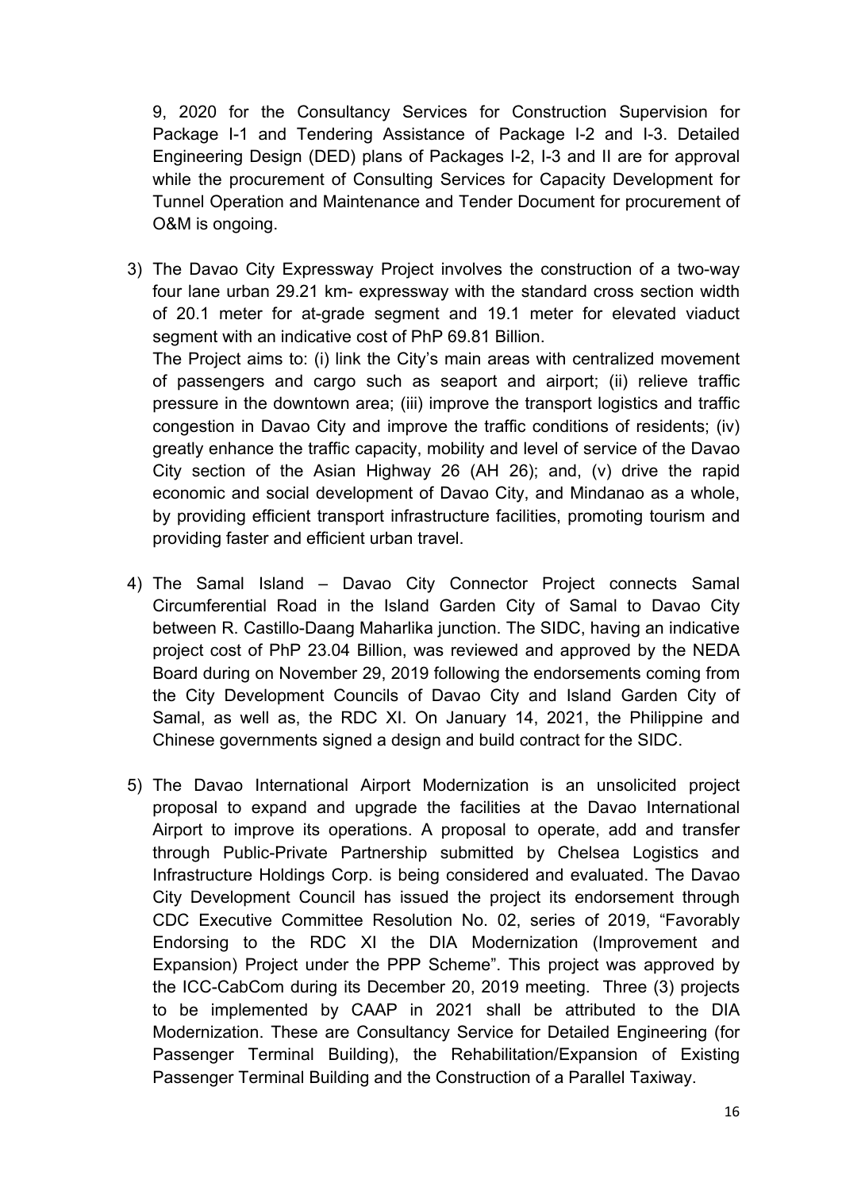9, 2020 for the Consultancy Services for Construction Supervision for Package I-1 and Tendering Assistance of Package I-2 and I-3. Detailed Engineering Design (DED) plans of Packages I-2, I-3 and II are for approval while the procurement of Consulting Services for Capacity Development for Tunnel Operation and Maintenance and Tender Document for procurement of O&M is ongoing.

3) The Davao City Expressway Project involves the construction of a two-way four lane urban 29.21 km- expressway with the standard cross section width of 20.1 meter for at-grade segment and 19.1 meter for elevated viaduct segment with an indicative cost of PhP 69.81 Billion.
   The Project aims to: (i) link the City's main areas with centralized movement of passengers and cargo such as seaport and airport; (ii) relieve traffic pressure in the downtown area; (iii) improve the transport logistics and traffic congestion in Davao City and improve the traffic conditions of residents; (iv) greatly enhance the traffic capacity, mobility and level of service of the Davao City section of the Asian Highway 26 (AH 26); and, (v) drive the rapid economic and social development of Davao City, and Mindanao as a whole, by providing efficient transport infrastructure facilities, promoting tourism and providing faster and efficient urban travel.

4) The Samal Island – Davao City Connector Project connects Samal Circumferential Road in the Island Garden City of Samal to Davao City between R. Castillo-Daang Maharlika junction. The SIDC, having an indicative project cost of PhP 23.04 Billion, was reviewed and approved by the NEDA Board during on November 29, 2019 following the endorsements coming from the City Development Councils of Davao City and Island Garden City of Samal, as well as, the RDC XI. On January 14, 2021, the Philippine and Chinese governments signed a design and build contract for the SIDC.

5) The Davao International Airport Modernization is an unsolicited project proposal to expand and upgrade the facilities at the Davao International Airport to improve its operations. A proposal to operate, add and transfer through Public-Private Partnership submitted by Chelsea Logistics and Infrastructure Holdings Corp. is being considered and evaluated. The Davao City Development Council has issued the project its endorsement through CDC Executive Committee Resolution No. 02, series of 2019, "Favorably Endorsing to the RDC XI the DIA Modernization (Improvement and Expansion) Project under the PPP Scheme". This project was approved by the ICC-CabCom during its December 20, 2019 meeting. Three (3) projects to be implemented by CAAP in 2021 shall be attributed to the DIA Modernization. These are Consultancy Service for Detailed Engineering (for Passenger Terminal Building), the Rehabilitation/Expansion of Existing Passenger Terminal Building and the Construction of a Parallel Taxiway.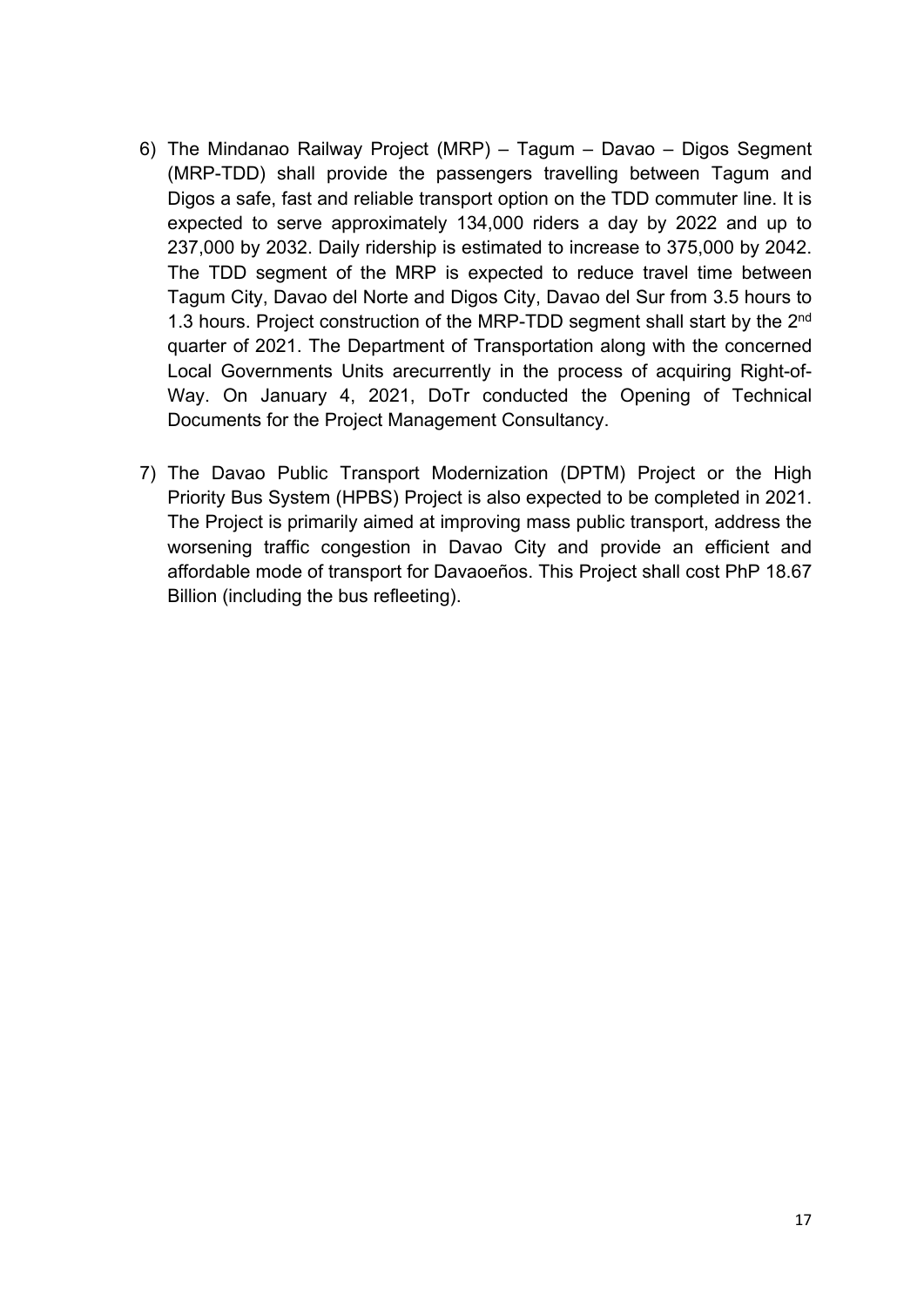6) The Mindanao Railway Project (MRP) – Tagum – Davao – Digos Segment (MRP-TDD) shall provide the passengers travelling between Tagum and Digos a safe, fast and reliable transport option on the TDD commuter line. It is expected to serve approximately 134,000 riders a day by 2022 and up to 237,000 by 2032. Daily ridership is estimated to increase to 375,000 by 2042. The TDD segment of the MRP is expected to reduce travel time between Tagum City, Davao del Norte and Digos City, Davao del Sur from 3.5 hours to 1.3 hours. Project construction of the MRP-TDD segment shall start by the 2nd quarter of 2021. The Department of Transportation along with the concerned Local Governments Units arecurrently in the process of acquiring Right-of-Way. On January 4, 2021, DoTr conducted the Opening of Technical Documents for the Project Management Consultancy.

7) The Davao Public Transport Modernization (DPTM) Project or the High Priority Bus System (HPBS) Project is also expected to be completed in 2021. The Project is primarily aimed at improving mass public transport, address the worsening traffic congestion in Davao City and provide an efficient and affordable mode of transport for Davaoeños. This Project shall cost PhP 18.67 Billion (including the bus refleeting).